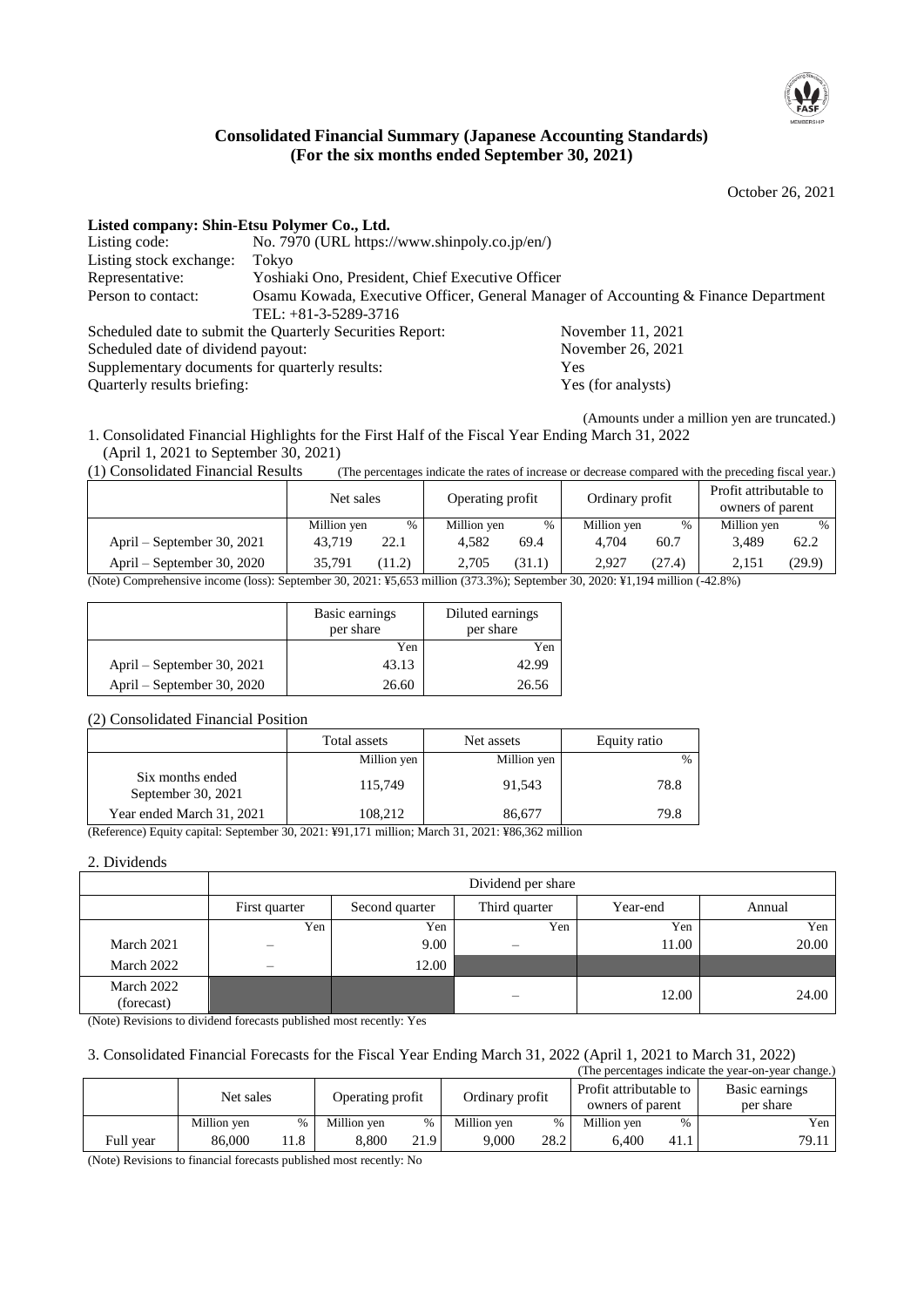# Consolidated Financial Summary (Japanese Accounting Standards)
# (For the six months ended September 30, 2021)

October 26, 2021

**Listed company: Shin-Etsu Polymer Co., Ltd.**

| | |
|---|---|
| Listing code: | No. 7970 (URL https://www.shinpoly.co.jp/en/) |
| Listing stock exchange: | Tokyo |
| Representative: | Yoshiaki Ono, President, Chief Executive Officer |
| Person to contact: | Osamu Kowada, Executive Officer, General Manager of Accounting & Finance Department<br>TEL: +81-3-5289-3716 |

| | |
|---|---|
| Scheduled date to submit the Quarterly Securities Report: | November 11, 2021 |
| Scheduled date of dividend payout: | November 26, 2021 |
| Supplementary documents for quarterly results: | Yes |
| Quarterly results briefing: | Yes (for analysts) |

(Amounts under a million yen are truncated.)

1. Consolidated Financial Highlights for the First Half of the Fiscal Year Ending March 31, 2022
(April 1, 2021 to September 30, 2021)

(1) Consolidated Financial Results (The percentages indicate the rates of increase or decrease compared with the preceding fiscal year.)

| | Net sales | | Operating profit | | Ordinary profit | | Profit attributable to owners of parent | |
|---|---|---|---|---|---|---|---|---|
| | Million yen | % | Million yen | % | Million yen | % | Million yen | % |
| April – September 30, 2021 | 43,719 | 22.1 | 4,582 | 69.4 | 4,704 | 60.7 | 3,489 | 62.2 |
| April – September 30, 2020 | 35,791 | (11.2) | 2,705 | (31.1) | 2,927 | (27.4) | 2,151 | (29.9) |

(Note) Comprehensive income (loss): September 30, 2021: ¥5,653 million (373.3%); September 30, 2020: ¥1,194 million (-42.8%)

| | Basic earnings per share | Diluted earnings per share |
|---|---|---|
| | Yen | Yen |
| April – September 30, 2021 | 43.13 | 42.99 |
| April – September 30, 2020 | 26.60 | 26.56 |

(2) Consolidated Financial Position

| | Total assets | Net assets | Equity ratio |
|---|---|---|---|
| | Million yen | Million yen | % |
| Six months ended September 30, 2021 | 115,749 | 91,543 | 78.8 |
| Year ended March 31, 2021 | 108,212 | 86,677 | 79.8 |

(Reference) Equity capital: September 30, 2021: ¥91,171 million; March 31, 2021: ¥86,362 million

2. Dividends

| | Dividend per share | | | | |
|---|---|---|---|---|---|
| | First quarter | Second quarter | Third quarter | Year-end | Annual |
| | Yen | Yen | Yen | Yen | Yen |
| March 2021 | – | 9.00 | – | 11.00 | 20.00 |
| March 2022 | – | 12.00 | | | |
| March 2022 (forecast) | | | – | 12.00 | 24.00 |

(Note) Revisions to dividend forecasts published most recently: Yes

3. Consolidated Financial Forecasts for the Fiscal Year Ending March 31, 2022 (April 1, 2021 to March 31, 2022)

(The percentages indicate the year-on-year change.)

| | Net sales | | Operating profit | | Ordinary profit | | Profit attributable to owners of parent | | Basic earnings per share |
|---|---|---|---|---|---|---|---|---|---|
| | Million yen | % | Million yen | % | Million yen | % | Million yen | % | Yen |
| Full year | 86,000 | 11.8 | 8,800 | 21.9 | 9,000 | 28.2 | 6,400 | 41.1 | 79.11 |

(Note) Revisions to financial forecasts published most recently: No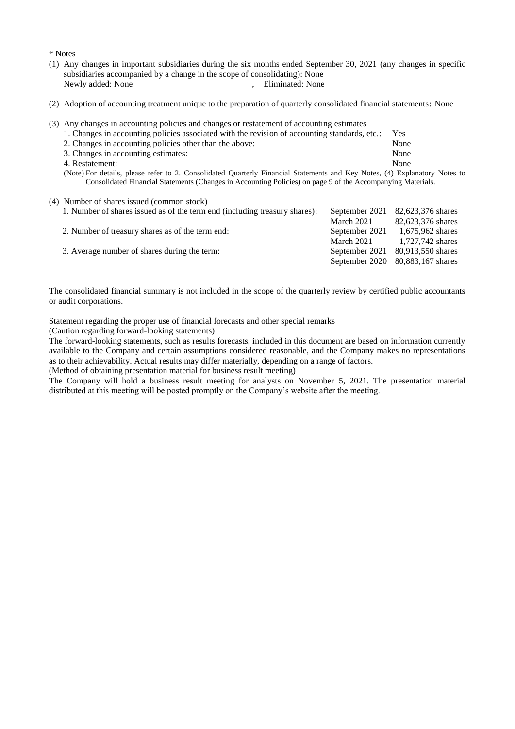\* Notes

(1) Any changes in important subsidiaries during the six months ended September 30, 2021 (any changes in specific subsidiaries accompanied by a change in the scope of consolidating): None
Newly added: None , Eliminated: None

(2) Adoption of accounting treatment unique to the preparation of quarterly consolidated financial statements: None

(3) Any changes in accounting policies and changes or restatement of accounting estimates

| | |
|---|---|
| 1. Changes in accounting policies associated with the revision of accounting standards, etc.: | Yes |
| 2. Changes in accounting policies other than the above: | None |
| 3. Changes in accounting estimates: | None |
| 4. Restatement: | None |

(Note) For details, please refer to 2. Consolidated Quarterly Financial Statements and Key Notes, (4) Explanatory Notes to Consolidated Financial Statements (Changes in Accounting Policies) on page 9 of the Accompanying Materials.

(4) Number of shares issued (common stock)

| | | |
|---|---|---|
| 1. Number of shares issued as of the term end (including treasury shares): | September 2021 | 82,623,376 shares |
| | March 2021 | 82,623,376 shares |
| 2. Number of treasury shares as of the term end: | September 2021 | 1,675,962 shares |
| | March 2021 | 1,727,742 shares |
| 3. Average number of shares during the term: | September 2021 | 80,913,550 shares |
| | September 2020 | 80,883,167 shares |

<u>The consolidated financial summary is not included in the scope of the quarterly review by certified public accountants or audit corporations.</u>

<u>Statement regarding the proper use of financial forecasts and other special remarks</u>

(Caution regarding forward-looking statements)

The forward-looking statements, such as results forecasts, included in this document are based on information currently available to the Company and certain assumptions considered reasonable, and the Company makes no representations as to their achievability. Actual results may differ materially, depending on a range of factors.

(Method of obtaining presentation material for business result meeting)

The Company will hold a business result meeting for analysts on November 5, 2021. The presentation material distributed at this meeting will be posted promptly on the Company's website after the meeting.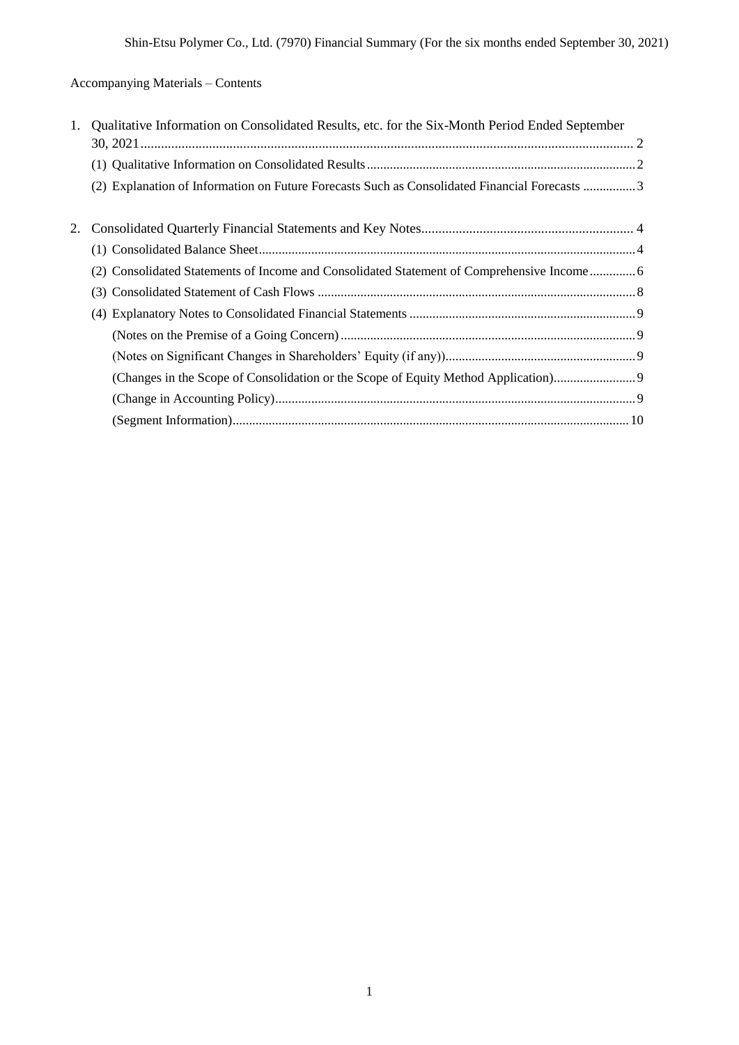Accompanying Materials – Contents

1. Qualitative Information on Consolidated Results, etc. for the Six-Month Period Ended September 30, 2021 .......... 2
   (1) Qualitative Information on Consolidated Results .......... 2
   (2) Explanation of Information on Future Forecasts Such as Consolidated Financial Forecasts .......... 3

2. Consolidated Quarterly Financial Statements and Key Notes .......... 4
   (1) Consolidated Balance Sheet .......... 4
   (2) Consolidated Statements of Income and Consolidated Statement of Comprehensive Income .......... 6
   (3) Consolidated Statement of Cash Flows .......... 8
   (4) Explanatory Notes to Consolidated Financial Statements .......... 9
      (Notes on the Premise of a Going Concern) .......... 9
      (Notes on Significant Changes in Shareholders' Equity (if any)) .......... 9
      (Changes in the Scope of Consolidation or the Scope of Equity Method Application) .......... 9
      (Change in Accounting Policy) .......... 9
      (Segment Information) .......... 10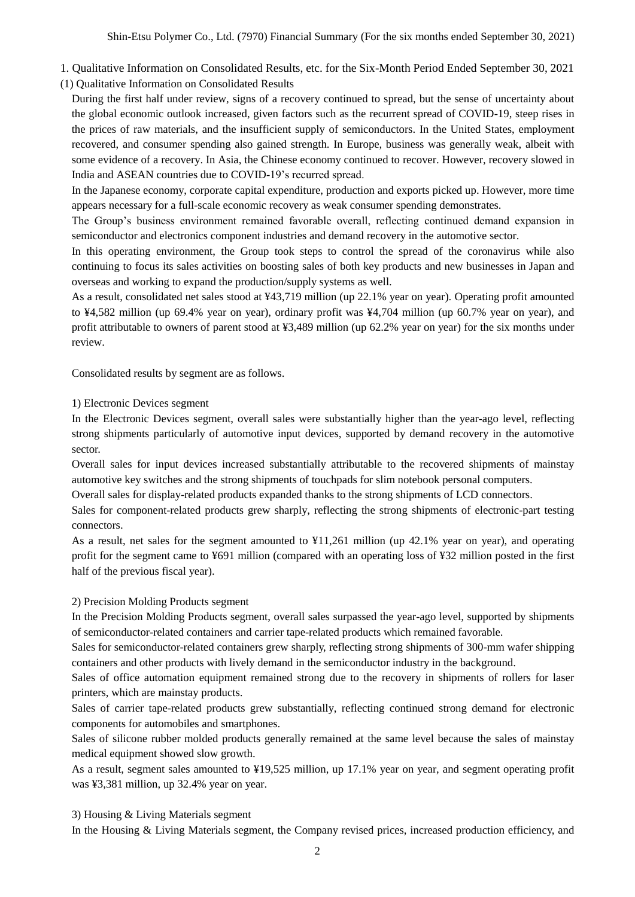## 1. Qualitative Information on Consolidated Results, etc. for the Six-Month Period Ended September 30, 2021

### (1) Qualitative Information on Consolidated Results

During the first half under review, signs of a recovery continued to spread, but the sense of uncertainty about the global economic outlook increased, given factors such as the recurrent spread of COVID-19, steep rises in the prices of raw materials, and the insufficient supply of semiconductors. In the United States, employment recovered, and consumer spending also gained strength. In Europe, business was generally weak, albeit with some evidence of a recovery. In Asia, the Chinese economy continued to recover. However, recovery slowed in India and ASEAN countries due to COVID-19's recurred spread.

In the Japanese economy, corporate capital expenditure, production and exports picked up. However, more time appears necessary for a full-scale economic recovery as weak consumer spending demonstrates.

The Group's business environment remained favorable overall, reflecting continued demand expansion in semiconductor and electronics component industries and demand recovery in the automotive sector.

In this operating environment, the Group took steps to control the spread of the coronavirus while also continuing to focus its sales activities on boosting sales of both key products and new businesses in Japan and overseas and working to expand the production/supply systems as well.

As a result, consolidated net sales stood at ¥43,719 million (up 22.1% year on year). Operating profit amounted to ¥4,582 million (up 69.4% year on year), ordinary profit was ¥4,704 million (up 60.7% year on year), and profit attributable to owners of parent stood at ¥3,489 million (up 62.2% year on year) for the six months under review.

Consolidated results by segment are as follows.

#### 1) Electronic Devices segment

In the Electronic Devices segment, overall sales were substantially higher than the year-ago level, reflecting strong shipments particularly of automotive input devices, supported by demand recovery in the automotive sector.

Overall sales for input devices increased substantially attributable to the recovered shipments of mainstay automotive key switches and the strong shipments of touchpads for slim notebook personal computers.

Overall sales for display-related products expanded thanks to the strong shipments of LCD connectors.

Sales for component-related products grew sharply, reflecting the strong shipments of electronic-part testing connectors.

As a result, net sales for the segment amounted to ¥11,261 million (up 42.1% year on year), and operating profit for the segment came to ¥691 million (compared with an operating loss of ¥32 million posted in the first half of the previous fiscal year).

#### 2) Precision Molding Products segment

In the Precision Molding Products segment, overall sales surpassed the year-ago level, supported by shipments of semiconductor-related containers and carrier tape-related products which remained favorable.

Sales for semiconductor-related containers grew sharply, reflecting strong shipments of 300-mm wafer shipping containers and other products with lively demand in the semiconductor industry in the background.

Sales of office automation equipment remained strong due to the recovery in shipments of rollers for laser printers, which are mainstay products.

Sales of carrier tape-related products grew substantially, reflecting continued strong demand for electronic components for automobiles and smartphones.

Sales of silicone rubber molded products generally remained at the same level because the sales of mainstay medical equipment showed slow growth.

As a result, segment sales amounted to ¥19,525 million, up 17.1% year on year, and segment operating profit was ¥3,381 million, up 32.4% year on year.

#### 3) Housing & Living Materials segment

In the Housing & Living Materials segment, the Company revised prices, increased production efficiency, and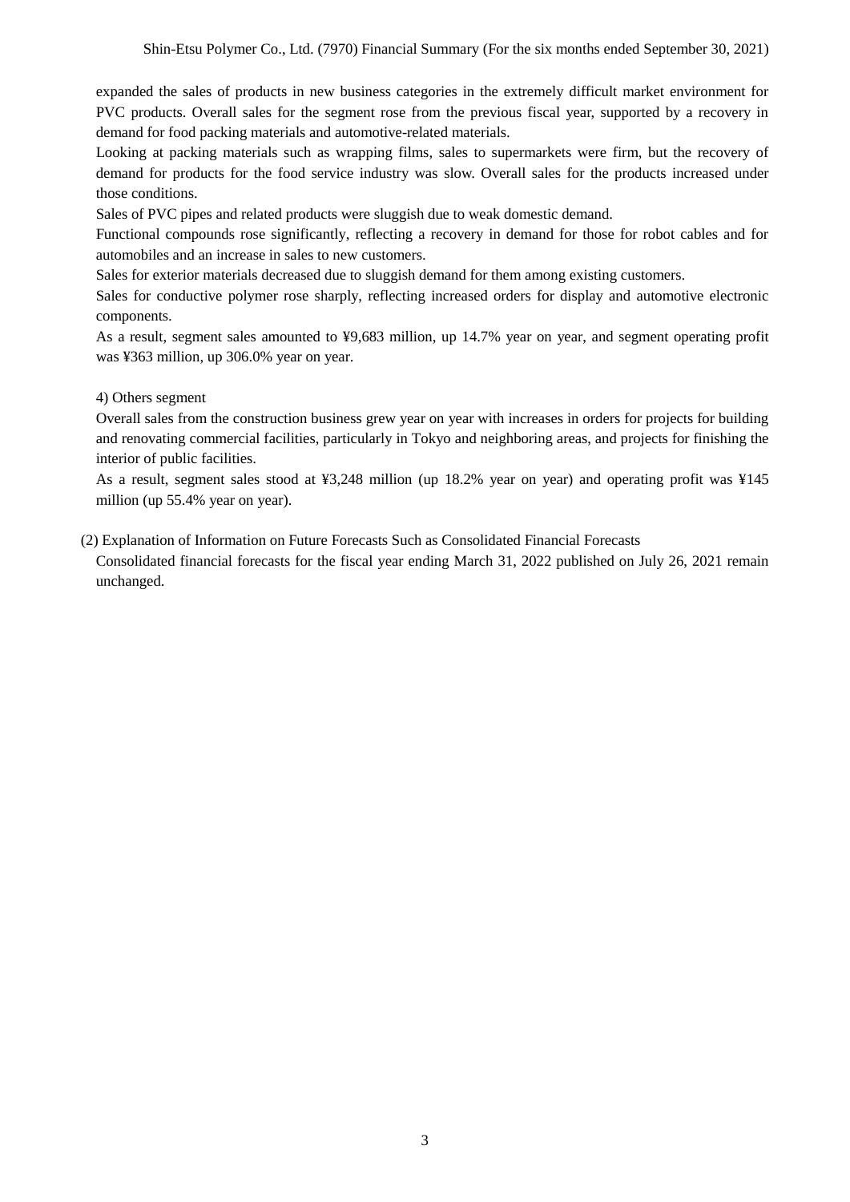expanded the sales of products in new business categories in the extremely difficult market environment for PVC products. Overall sales for the segment rose from the previous fiscal year, supported by a recovery in demand for food packing materials and automotive-related materials.

Looking at packing materials such as wrapping films, sales to supermarkets were firm, but the recovery of demand for products for the food service industry was slow. Overall sales for the products increased under those conditions.

Sales of PVC pipes and related products were sluggish due to weak domestic demand.

Functional compounds rose significantly, reflecting a recovery in demand for those for robot cables and for automobiles and an increase in sales to new customers.

Sales for exterior materials decreased due to sluggish demand for them among existing customers.

Sales for conductive polymer rose sharply, reflecting increased orders for display and automotive electronic components.

As a result, segment sales amounted to ¥9,683 million, up 14.7% year on year, and segment operating profit was ¥363 million, up 306.0% year on year.

4) Others segment

Overall sales from the construction business grew year on year with increases in orders for projects for building and renovating commercial facilities, particularly in Tokyo and neighboring areas, and projects for finishing the interior of public facilities.

As a result, segment sales stood at ¥3,248 million (up 18.2% year on year) and operating profit was ¥145 million (up 55.4% year on year).

(2) Explanation of Information on Future Forecasts Such as Consolidated Financial Forecasts

Consolidated financial forecasts for the fiscal year ending March 31, 2022 published on July 26, 2021 remain unchanged.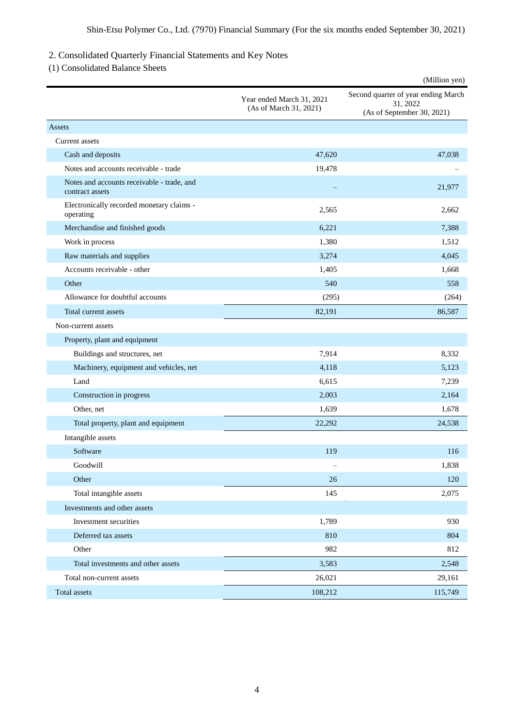## 2. Consolidated Quarterly Financial Statements and Key Notes

### (1) Consolidated Balance Sheets

(Million yen)

| | Year ended March 31, 2021 (As of March 31, 2021) | Second quarter of year ending March 31, 2022 (As of September 30, 2021) |
|---|---|---|
| Assets | | |
| Current assets | | |
| Cash and deposits | 47,620 | 47,038 |
| Notes and accounts receivable - trade | 19,478 | – |
| Notes and accounts receivable - trade, and contract assets | – | 21,977 |
| Electronically recorded monetary claims - operating | 2,565 | 2,662 |
| Merchandise and finished goods | 6,221 | 7,388 |
| Work in process | 1,380 | 1,512 |
| Raw materials and supplies | 3,274 | 4,045 |
| Accounts receivable - other | 1,405 | 1,668 |
| Other | 540 | 558 |
| Allowance for doubtful accounts | (295) | (264) |
| Total current assets | 82,191 | 86,587 |
| Non-current assets | | |
| Property, plant and equipment | | |
| Buildings and structures, net | 7,914 | 8,332 |
| Machinery, equipment and vehicles, net | 4,118 | 5,123 |
| Land | 6,615 | 7,239 |
| Construction in progress | 2,003 | 2,164 |
| Other, net | 1,639 | 1,678 |
| Total property, plant and equipment | 22,292 | 24,538 |
| Intangible assets | | |
| Software | 119 | 116 |
| Goodwill | – | 1,838 |
| Other | 26 | 120 |
| Total intangible assets | 145 | 2,075 |
| Investments and other assets | | |
| Investment securities | 1,789 | 930 |
| Deferred tax assets | 810 | 804 |
| Other | 982 | 812 |
| Total investments and other assets | 3,583 | 2,548 |
| Total non-current assets | 26,021 | 29,161 |
| Total assets | 108,212 | 115,749 |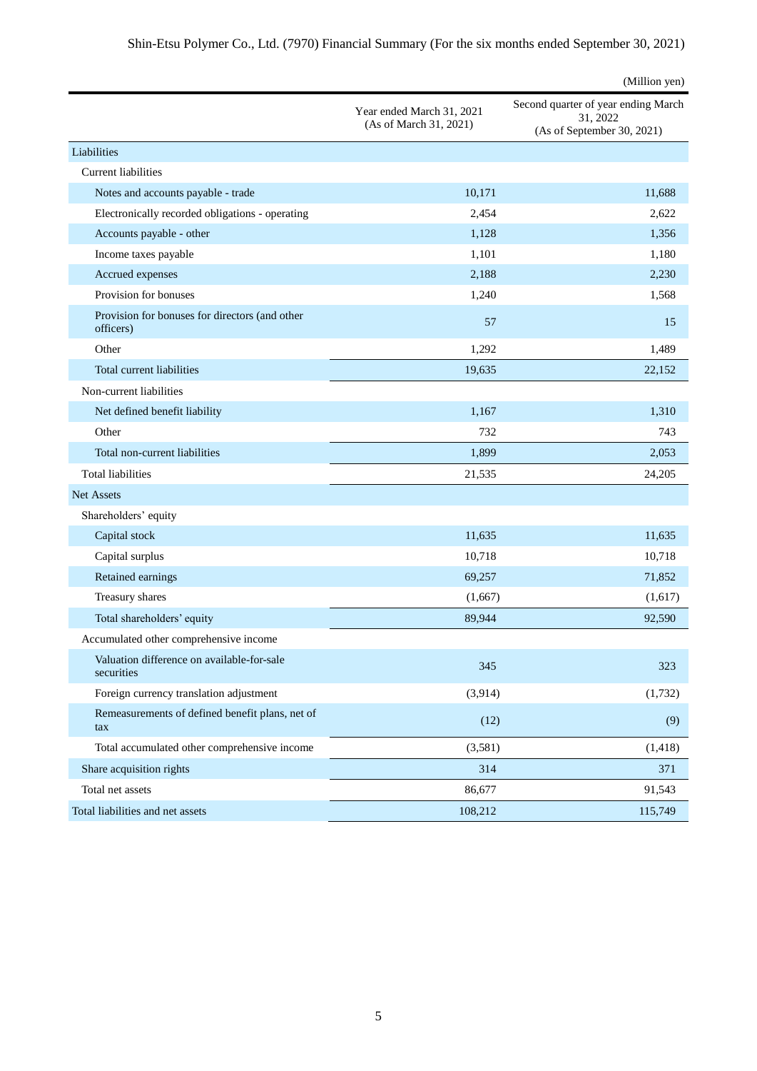(Million yen)

| | Year ended March 31, 2021 (As of March 31, 2021) | Second quarter of year ending March 31, 2022 (As of September 30, 2021) |
|---|---|---|
| Liabilities | | |
| Current liabilities | | |
| Notes and accounts payable - trade | 10,171 | 11,688 |
| Electronically recorded obligations - operating | 2,454 | 2,622 |
| Accounts payable - other | 1,128 | 1,356 |
| Income taxes payable | 1,101 | 1,180 |
| Accrued expenses | 2,188 | 2,230 |
| Provision for bonuses | 1,240 | 1,568 |
| Provision for bonuses for directors (and other officers) | 57 | 15 |
| Other | 1,292 | 1,489 |
| Total current liabilities | 19,635 | 22,152 |
| Non-current liabilities | | |
| Net defined benefit liability | 1,167 | 1,310 |
| Other | 732 | 743 |
| Total non-current liabilities | 1,899 | 2,053 |
| Total liabilities | 21,535 | 24,205 |
| Net Assets | | |
| Shareholders' equity | | |
| Capital stock | 11,635 | 11,635 |
| Capital surplus | 10,718 | 10,718 |
| Retained earnings | 69,257 | 71,852 |
| Treasury shares | (1,667) | (1,617) |
| Total shareholders' equity | 89,944 | 92,590 |
| Accumulated other comprehensive income | | |
| Valuation difference on available-for-sale securities | 345 | 323 |
| Foreign currency translation adjustment | (3,914) | (1,732) |
| Remeasurements of defined benefit plans, net of tax | (12) | (9) |
| Total accumulated other comprehensive income | (3,581) | (1,418) |
| Share acquisition rights | 314 | 371 |
| Total net assets | 86,677 | 91,543 |
| Total liabilities and net assets | 108,212 | 115,749 |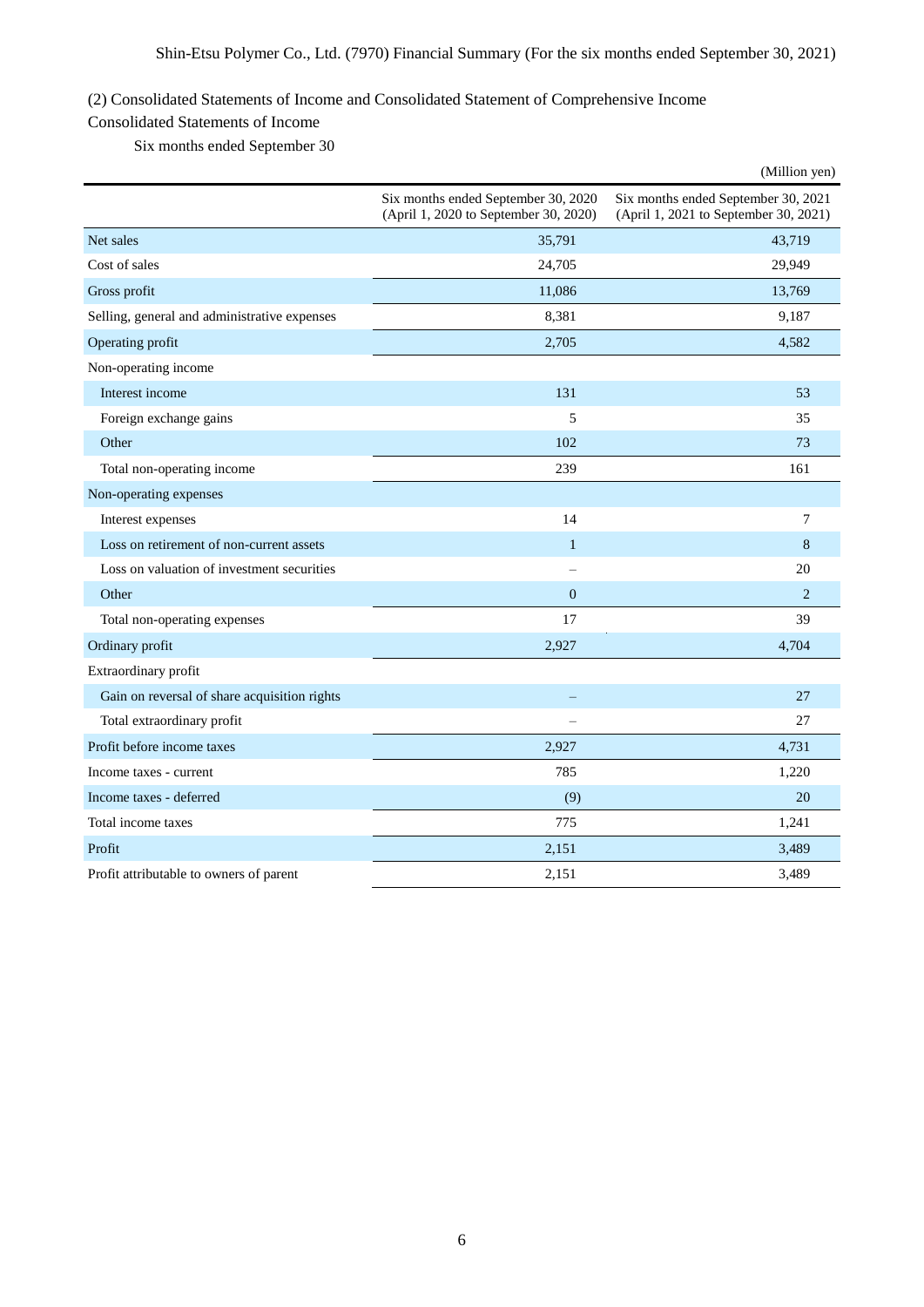(2) Consolidated Statements of Income and Consolidated Statement of Comprehensive Income

Consolidated Statements of Income

Six months ended September 30

(Million yen)

| | Six months ended September 30, 2020 (April 1, 2020 to September 30, 2020) | Six months ended September 30, 2021 (April 1, 2021 to September 30, 2021) |
|---|---|---|
| Net sales | 35,791 | 43,719 |
| Cost of sales | 24,705 | 29,949 |
| Gross profit | 11,086 | 13,769 |
| Selling, general and administrative expenses | 8,381 | 9,187 |
| Operating profit | 2,705 | 4,582 |
| Non-operating income | | |
| Interest income | 131 | 53 |
| Foreign exchange gains | 5 | 35 |
| Other | 102 | 73 |
| Total non-operating income | 239 | 161 |
| Non-operating expenses | | |
| Interest expenses | 14 | 7 |
| Loss on retirement of non-current assets | 1 | 8 |
| Loss on valuation of investment securities | – | 20 |
| Other | 0 | 2 |
| Total non-operating expenses | 17 | 39 |
| Ordinary profit | 2,927 | 4,704 |
| Extraordinary profit | | |
| Gain on reversal of share acquisition rights | – | 27 |
| Total extraordinary profit | – | 27 |
| Profit before income taxes | 2,927 | 4,731 |
| Income taxes - current | 785 | 1,220 |
| Income taxes - deferred | (9) | 20 |
| Total income taxes | 775 | 1,241 |
| Profit | 2,151 | 3,489 |
| Profit attributable to owners of parent | 2,151 | 3,489 |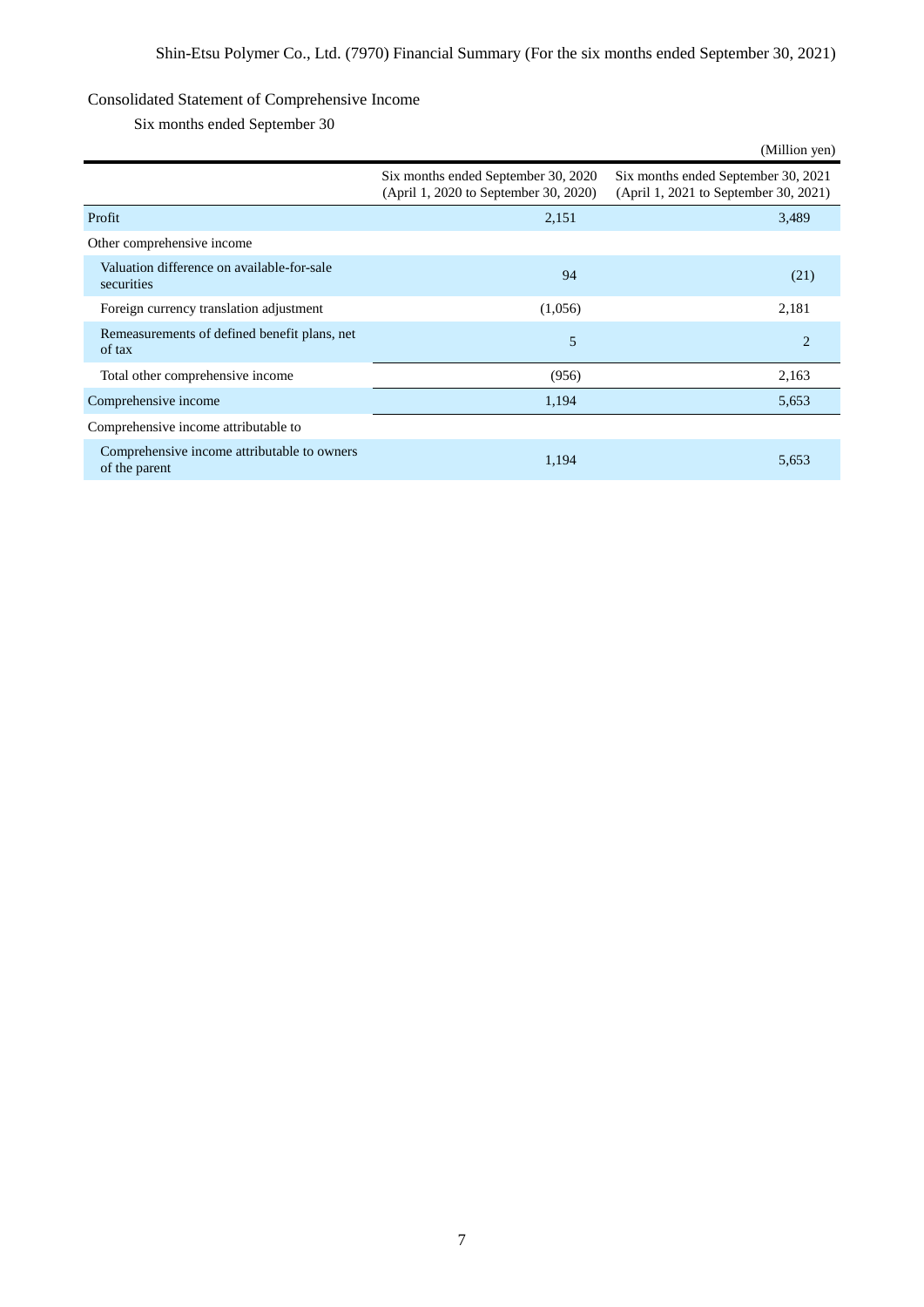## Consolidated Statement of Comprehensive Income

### Six months ended September 30

(Million yen)

| | Six months ended September 30, 2020 (April 1, 2020 to September 30, 2020) | Six months ended September 30, 2021 (April 1, 2021 to September 30, 2021) |
|---|---|---|
| Profit | 2,151 | 3,489 |
| Other comprehensive income | | |
| Valuation difference on available-for-sale securities | 94 | (21) |
| Foreign currency translation adjustment | (1,056) | 2,181 |
| Remeasurements of defined benefit plans, net of tax | 5 | 2 |
| Total other comprehensive income | (956) | 2,163 |
| Comprehensive income | 1,194 | 5,653 |
| Comprehensive income attributable to | | |
| Comprehensive income attributable to owners of the parent | 1,194 | 5,653 |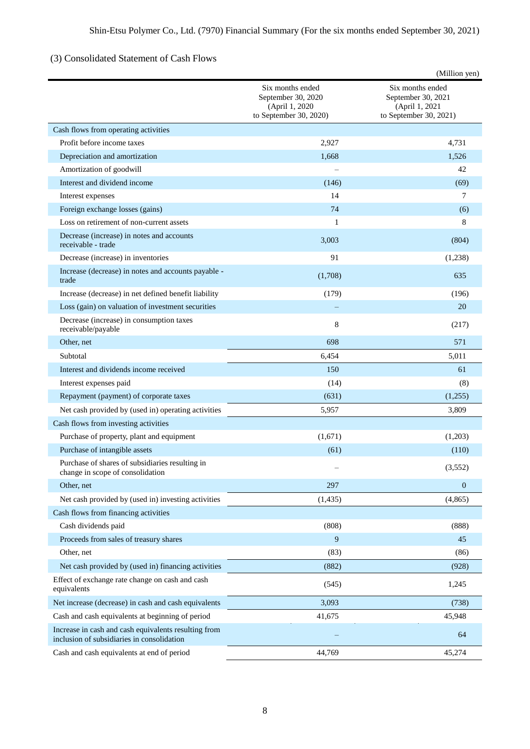## (3) Consolidated Statement of Cash Flows

(Million yen)

| | Six months ended September 30, 2020 (April 1, 2020 to September 30, 2020) | Six months ended September 30, 2021 (April 1, 2021 to September 30, 2021) |
|---|---|---|
| Cash flows from operating activities | | |
| Profit before income taxes | 2,927 | 4,731 |
| Depreciation and amortization | 1,668 | 1,526 |
| Amortization of goodwill | – | 42 |
| Interest and dividend income | (146) | (69) |
| Interest expenses | 14 | 7 |
| Foreign exchange losses (gains) | 74 | (6) |
| Loss on retirement of non-current assets | 1 | 8 |
| Decrease (increase) in notes and accounts receivable - trade | 3,003 | (804) |
| Decrease (increase) in inventories | 91 | (1,238) |
| Increase (decrease) in notes and accounts payable - trade | (1,708) | 635 |
| Increase (decrease) in net defined benefit liability | (179) | (196) |
| Loss (gain) on valuation of investment securities | – | 20 |
| Decrease (increase) in consumption taxes receivable/payable | 8 | (217) |
| Other, net | 698 | 571 |
| Subtotal | 6,454 | 5,011 |
| Interest and dividends income received | 150 | 61 |
| Interest expenses paid | (14) | (8) |
| Repayment (payment) of corporate taxes | (631) | (1,255) |
| Net cash provided by (used in) operating activities | 5,957 | 3,809 |
| Cash flows from investing activities | | |
| Purchase of property, plant and equipment | (1,671) | (1,203) |
| Purchase of intangible assets | (61) | (110) |
| Purchase of shares of subsidiaries resulting in change in scope of consolidation | – | (3,552) |
| Other, net | 297 | 0 |
| Net cash provided by (used in) investing activities | (1,435) | (4,865) |
| Cash flows from financing activities | | |
| Cash dividends paid | (808) | (888) |
| Proceeds from sales of treasury shares | 9 | 45 |
| Other, net | (83) | (86) |
| Net cash provided by (used in) financing activities | (882) | (928) |
| Effect of exchange rate change on cash and cash equivalents | (545) | 1,245 |
| Net increase (decrease) in cash and cash equivalents | 3,093 | (738) |
| Cash and cash equivalents at beginning of period | 41,675 | 45,948 |
| Increase in cash and cash equivalents resulting from inclusion of subsidiaries in consolidation | – | 64 |
| Cash and cash equivalents at end of period | 44,769 | 45,274 |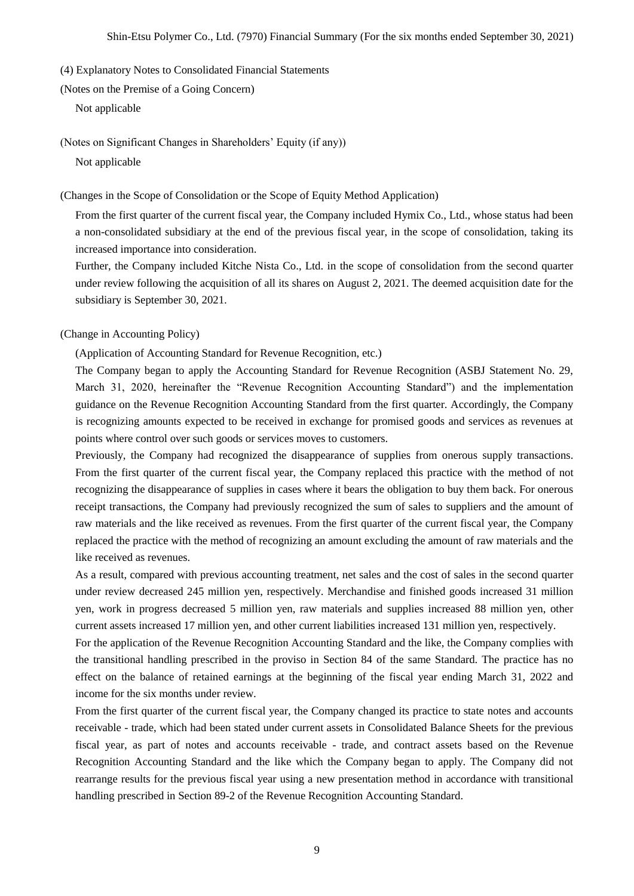(4) Explanatory Notes to Consolidated Financial Statements

(Notes on the Premise of a Going Concern)

Not applicable

(Notes on Significant Changes in Shareholders' Equity (if any))

Not applicable

(Changes in the Scope of Consolidation or the Scope of Equity Method Application)

From the first quarter of the current fiscal year, the Company included Hymix Co., Ltd., whose status had been a non-consolidated subsidiary at the end of the previous fiscal year, in the scope of consolidation, taking its increased importance into consideration.

Further, the Company included Kitche Nista Co., Ltd. in the scope of consolidation from the second quarter under review following the acquisition of all its shares on August 2, 2021. The deemed acquisition date for the subsidiary is September 30, 2021.

(Change in Accounting Policy)

(Application of Accounting Standard for Revenue Recognition, etc.)

The Company began to apply the Accounting Standard for Revenue Recognition (ASBJ Statement No. 29, March 31, 2020, hereinafter the "Revenue Recognition Accounting Standard") and the implementation guidance on the Revenue Recognition Accounting Standard from the first quarter. Accordingly, the Company is recognizing amounts expected to be received in exchange for promised goods and services as revenues at points where control over such goods or services moves to customers.

Previously, the Company had recognized the disappearance of supplies from onerous supply transactions. From the first quarter of the current fiscal year, the Company replaced this practice with the method of not recognizing the disappearance of supplies in cases where it bears the obligation to buy them back. For onerous receipt transactions, the Company had previously recognized the sum of sales to suppliers and the amount of raw materials and the like received as revenues. From the first quarter of the current fiscal year, the Company replaced the practice with the method of recognizing an amount excluding the amount of raw materials and the like received as revenues.

As a result, compared with previous accounting treatment, net sales and the cost of sales in the second quarter under review decreased 245 million yen, respectively. Merchandise and finished goods increased 31 million yen, work in progress decreased 5 million yen, raw materials and supplies increased 88 million yen, other current assets increased 17 million yen, and other current liabilities increased 131 million yen, respectively.

For the application of the Revenue Recognition Accounting Standard and the like, the Company complies with the transitional handling prescribed in the proviso in Section 84 of the same Standard. The practice has no effect on the balance of retained earnings at the beginning of the fiscal year ending March 31, 2022 and income for the six months under review.

From the first quarter of the current fiscal year, the Company changed its practice to state notes and accounts receivable - trade, which had been stated under current assets in Consolidated Balance Sheets for the previous fiscal year, as part of notes and accounts receivable - trade, and contract assets based on the Revenue Recognition Accounting Standard and the like which the Company began to apply. The Company did not rearrange results for the previous fiscal year using a new presentation method in accordance with transitional handling prescribed in Section 89-2 of the Revenue Recognition Accounting Standard.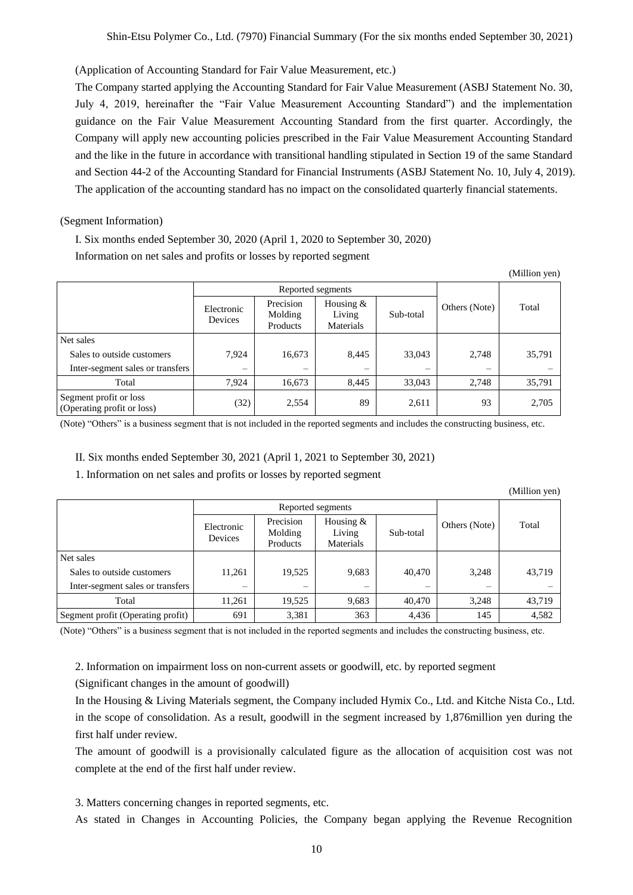(Application of Accounting Standard for Fair Value Measurement, etc.)

The Company started applying the Accounting Standard for Fair Value Measurement (ASBJ Statement No. 30, July 4, 2019, hereinafter the "Fair Value Measurement Accounting Standard") and the implementation guidance on the Fair Value Measurement Accounting Standard from the first quarter. Accordingly, the Company will apply new accounting policies prescribed in the Fair Value Measurement Accounting Standard and the like in the future in accordance with transitional handling stipulated in Section 19 of the same Standard and Section 44-2 of the Accounting Standard for Financial Instruments (ASBJ Statement No. 10, July 4, 2019). The application of the accounting standard has no impact on the consolidated quarterly financial statements.

(Segment Information)

I. Six months ended September 30, 2020 (April 1, 2020 to September 30, 2020)

Information on net sales and profits or losses by reported segment

(Million yen)

| | Reported segments | | | | Others (Note) | Total |
|---|---|---|---|---|---|---|
| | Electronic Devices | Precision Molding Products | Housing & Living Materials | Sub-total | | |
| Net sales | | | | | | |
| Sales to outside customers | 7,924 | 16,673 | 8,445 | 33,043 | 2,748 | 35,791 |
| Inter-segment sales or transfers | – | – | – | – | – | – |
| Total | 7,924 | 16,673 | 8,445 | 33,043 | 2,748 | 35,791 |
| Segment profit or loss (Operating profit or loss) | (32) | 2,554 | 89 | 2,611 | 93 | 2,705 |

(Note) "Others" is a business segment that is not included in the reported segments and includes the constructing business, etc.

II. Six months ended September 30, 2021 (April 1, 2021 to September 30, 2021)

1. Information on net sales and profits or losses by reported segment

(Million yen)

| | Reported segments | | | | Others (Note) | Total |
|---|---|---|---|---|---|---|
| | Electronic Devices | Precision Molding Products | Housing & Living Materials | Sub-total | | |
| Net sales | | | | | | |
| Sales to outside customers | 11,261 | 19,525 | 9,683 | 40,470 | 3,248 | 43,719 |
| Inter-segment sales or transfers | – | – | – | – | – | – |
| Total | 11,261 | 19,525 | 9,683 | 40,470 | 3,248 | 43,719 |
| Segment profit (Operating profit) | 691 | 3,381 | 363 | 4,436 | 145 | 4,582 |

(Note) "Others" is a business segment that is not included in the reported segments and includes the constructing business, etc.

2. Information on impairment loss on non-current assets or goodwill, etc. by reported segment

(Significant changes in the amount of goodwill)

In the Housing & Living Materials segment, the Company included Hymix Co., Ltd. and Kitche Nista Co., Ltd. in the scope of consolidation. As a result, goodwill in the segment increased by 1,876million yen during the first half under review.

The amount of goodwill is a provisionally calculated figure as the allocation of acquisition cost was not complete at the end of the first half under review.

3. Matters concerning changes in reported segments, etc.

As stated in Changes in Accounting Policies, the Company began applying the Revenue Recognition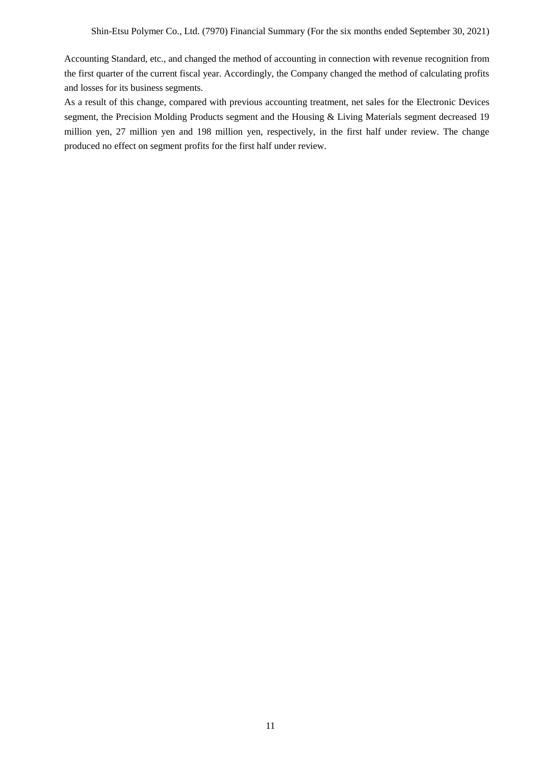Accounting Standard, etc., and changed the method of accounting in connection with revenue recognition from the first quarter of the current fiscal year. Accordingly, the Company changed the method of calculating profits and losses for its business segments.

As a result of this change, compared with previous accounting treatment, net sales for the Electronic Devices segment, the Precision Molding Products segment and the Housing & Living Materials segment decreased 19 million yen, 27 million yen and 198 million yen, respectively, in the first half under review. The change produced no effect on segment profits for the first half under review.